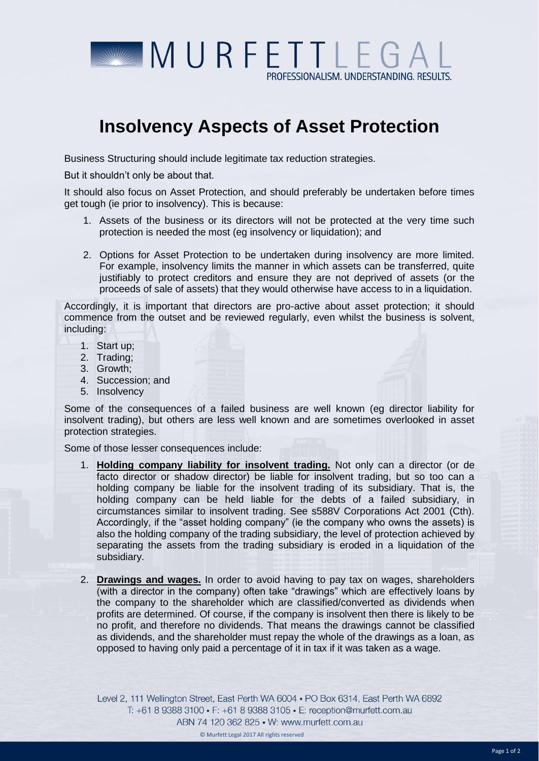# Insolvency Aspects of Asset Protection

Business Structuring should include legitimate tax reduction strategies.

But it shouldn't only be about that.

It should also focus on Asset Protection, and should preferably be undertaken before times get tough (ie prior to insolvency). This is because:

1. Assets of the business or its directors will not be protected at the very time such protection is needed the most (eg insolvency or liquidation); and

2. Options for Asset Protection to be undertaken during insolvency are more limited. For example, insolvency limits the manner in which assets can be transferred, quite justifiably to protect creditors and ensure they are not deprived of assets (or the proceeds of sale of assets) that they would otherwise have access to in a liquidation.

Accordingly, it is important that directors are pro-active about asset protection; it should commence from the outset and be reviewed regularly, even whilst the business is solvent, including:

1. Start up;
2. Trading;
3. Growth;
4. Succession; and
5. Insolvency

Some of the consequences of a failed business are well known (eg director liability for insolvent trading), but others are less well known and are sometimes overlooked in asset protection strategies.

Some of those lesser consequences include:

1. **<u>Holding company liability for insolvent trading.</u>** Not only can a director (or de facto director or shadow director) be liable for insolvent trading, but so too can a holding company be liable for the insolvent trading of its subsidiary. That is, the holding company can be held liable for the debts of a failed subsidiary, in circumstances similar to insolvent trading. See s588V Corporations Act 2001 (Cth). Accordingly, if the "asset holding company" (ie the company who owns the assets) is also the holding company of the trading subsidiary, the level of protection achieved by separating the assets from the trading subsidiary is eroded in a liquidation of the subsidiary.

2. **<u>Drawings and wages.</u>** In order to avoid having to pay tax on wages, shareholders (with a director in the company) often take "drawings" which are effectively loans by the company to the shareholder which are classified/converted as dividends when profits are determined. Of course, if the company is insolvent then there is likely to be no profit, and therefore no dividends. That means the drawings cannot be classified as dividends, and the shareholder must repay the whole of the drawings as a loan, as opposed to having only paid a percentage of it in tax if it was taken as a wage.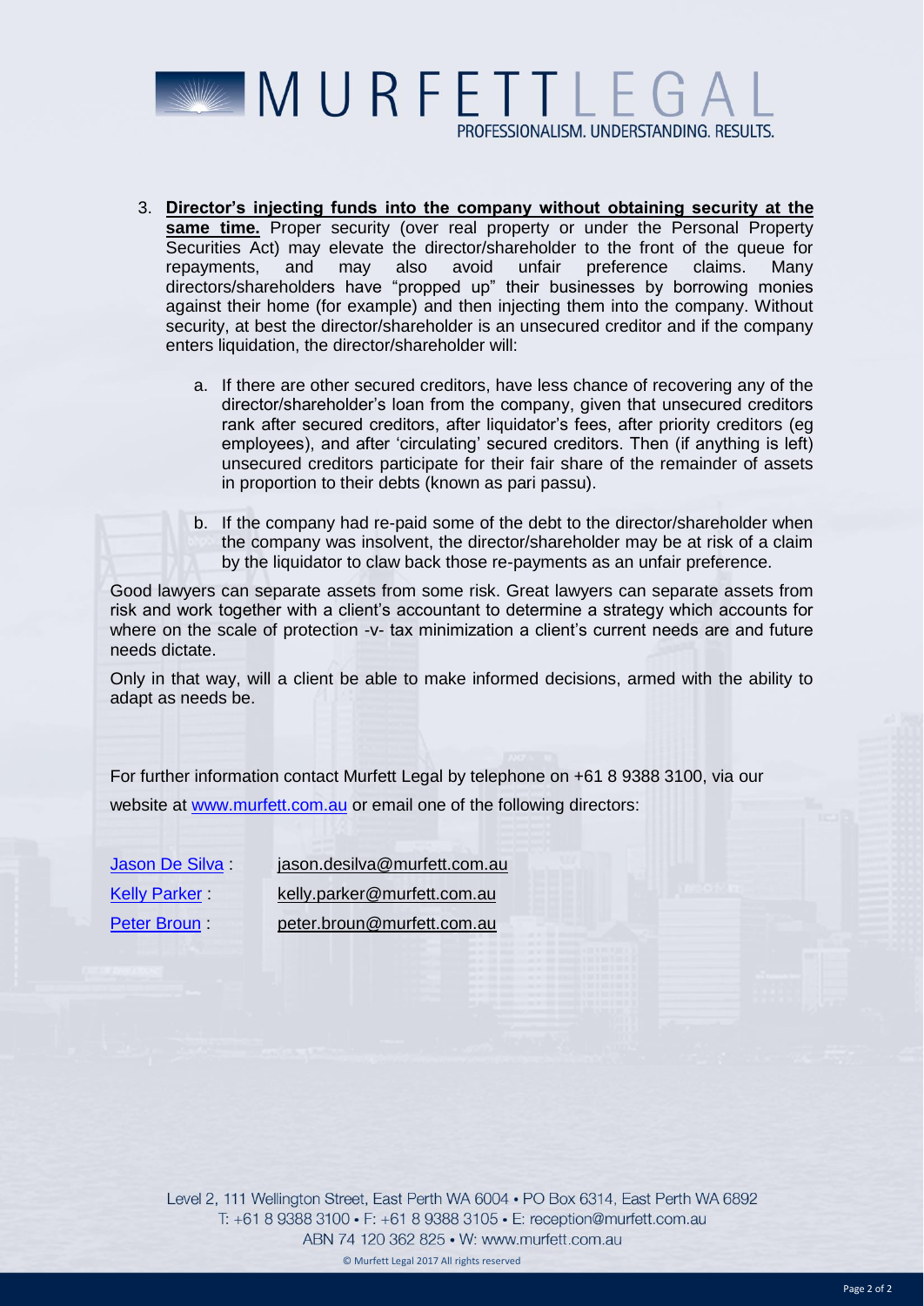3. **Director's injecting funds into the company without obtaining security at the same time.** Proper security (over real property or under the Personal Property Securities Act) may elevate the director/shareholder to the front of the queue for repayments, and may also avoid unfair preference claims. Many directors/shareholders have "propped up" their businesses by borrowing monies against their home (for example) and then injecting them into the company. Without security, at best the director/shareholder is an unsecured creditor and if the company enters liquidation, the director/shareholder will:

    a. If there are other secured creditors, have less chance of recovering any of the director/shareholder's loan from the company, given that unsecured creditors rank after secured creditors, after liquidator's fees, after priority creditors (eg employees), and after 'circulating' secured creditors. Then (if anything is left) unsecured creditors participate for their fair share of the remainder of assets in proportion to their debts (known as pari passu).

    b. If the company had re-paid some of the debt to the director/shareholder when the company was insolvent, the director/shareholder may be at risk of a claim by the liquidator to claw back those re-payments as an unfair preference.

Good lawyers can separate assets from some risk. Great lawyers can separate assets from risk and work together with a client's accountant to determine a strategy which accounts for where on the scale of protection -v- tax minimization a client's current needs are and future needs dictate.

Only in that way, will a client be able to make informed decisions, armed with the ability to adapt as needs be.

For further information contact Murfett Legal by telephone on +61 8 9388 3100, via our website at www.murfett.com.au or email one of the following directors:

Jason De Silva : jason.desilva@murfett.com.au

Kelly Parker : kelly.parker@murfett.com.au

Peter Broun : peter.broun@murfett.com.au

Level 2, 111 Wellington Street, East Perth WA 6004 • PO Box 6314, East Perth WA 6892
T: +61 8 9388 3100 • F: +61 8 9388 3105 • E: reception@murfett.com.au
ABN 74 120 362 825 • W: www.murfett.com.au

© Murfett Legal 2017 All rights reserved